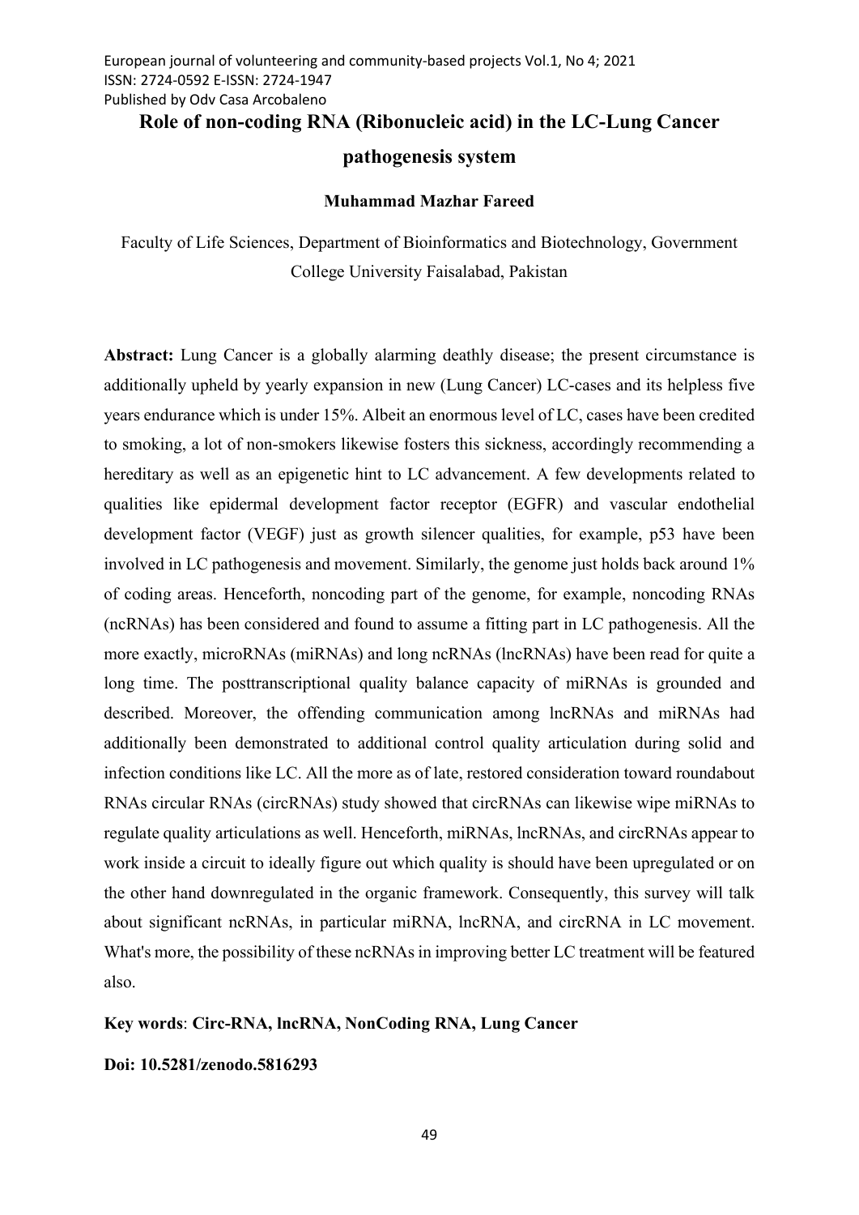# Role of non-coding RNA (Ribonucleic acid) in the LC-Lung Cancer pathogenesis system

**Muhammad Mazhar Fareed**

Faculty of Life Sciences, Department of Bioinformatics and Biotechnology, Government College University Faisalabad, Pakistan

**Abstract:** Lung Cancer is a globally alarming deathly disease; the present circumstance is additionally upheld by yearly expansion in new (Lung Cancer) LC-cases and its helpless five years endurance which is under 15%. Albeit an enormous level of LC, cases have been credited to smoking, a lot of non-smokers likewise fosters this sickness, accordingly recommending a hereditary as well as an epigenetic hint to LC advancement. A few developments related to qualities like epidermal development factor receptor (EGFR) and vascular endothelial development factor (VEGF) just as growth silencer qualities, for example, p53 have been involved in LC pathogenesis and movement. Similarly, the genome just holds back around 1% of coding areas. Henceforth, noncoding part of the genome, for example, noncoding RNAs (ncRNAs) has been considered and found to assume a fitting part in LC pathogenesis. All the more exactly, microRNAs (miRNAs) and long ncRNAs (lncRNAs) have been read for quite a long time. The posttranscriptional quality balance capacity of miRNAs is grounded and described. Moreover, the offending communication among lncRNAs and miRNAs had additionally been demonstrated to additional control quality articulation during solid and infection conditions like LC. All the more as of late, restored consideration toward roundabout RNAs circular RNAs (circRNAs) study showed that circRNAs can likewise wipe miRNAs to regulate quality articulations as well. Henceforth, miRNAs, lncRNAs, and circRNAs appear to work inside a circuit to ideally figure out which quality is should have been upregulated or on the other hand downregulated in the organic framework. Consequently, this survey will talk about significant ncRNAs, in particular miRNA, lncRNA, and circRNA in LC movement. What's more, the possibility of these ncRNAs in improving better LC treatment will be featured also.

**Key words**: **Circ-RNA, lncRNA, NonCoding RNA, Lung Cancer**

**Doi: 10.5281/zenodo.5816293**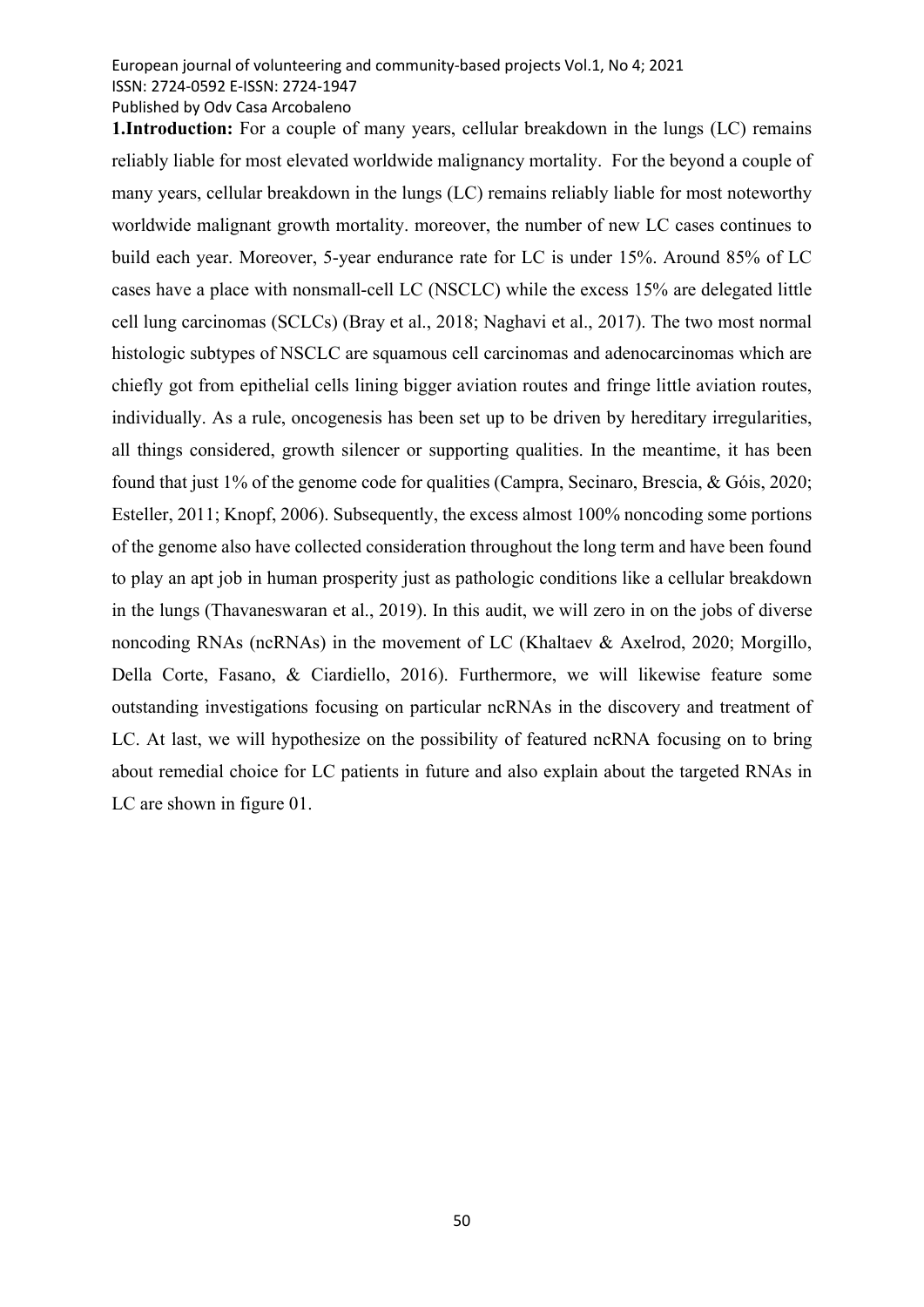**1.Introduction:** For a couple of many years, cellular breakdown in the lungs (LC) remains reliably liable for most elevated worldwide malignancy mortality. For the beyond a couple of many years, cellular breakdown in the lungs (LC) remains reliably liable for most noteworthy worldwide malignant growth mortality. moreover, the number of new LC cases continues to build each year. Moreover, 5-year endurance rate for LC is under 15%. Around 85% of LC cases have a place with nonsmall-cell LC (NSCLC) while the excess 15% are delegated little cell lung carcinomas (SCLCs) (Bray et al., 2018; Naghavi et al., 2017). The two most normal histologic subtypes of NSCLC are squamous cell carcinomas and adenocarcinomas which are chiefly got from epithelial cells lining bigger aviation routes and fringe little aviation routes, individually. As a rule, oncogenesis has been set up to be driven by hereditary irregularities, all things considered, growth silencer or supporting qualities. In the meantime, it has been found that just 1% of the genome code for qualities (Campra, Secinaro, Brescia, & Góis, 2020; Esteller, 2011; Knopf, 2006). Subsequently, the excess almost 100% noncoding some portions of the genome also have collected consideration throughout the long term and have been found to play an apt job in human prosperity just as pathologic conditions like a cellular breakdown in the lungs (Thavaneswaran et al., 2019). In this audit, we will zero in on the jobs of diverse noncoding RNAs (ncRNAs) in the movement of LC (Khaltaev & Axelrod, 2020; Morgillo, Della Corte, Fasano, & Ciardiello, 2016). Furthermore, we will likewise feature some outstanding investigations focusing on particular ncRNAs in the discovery and treatment of LC. At last, we will hypothesize on the possibility of featured ncRNA focusing on to bring about remedial choice for LC patients in future and also explain about the targeted RNAs in LC are shown in figure 01.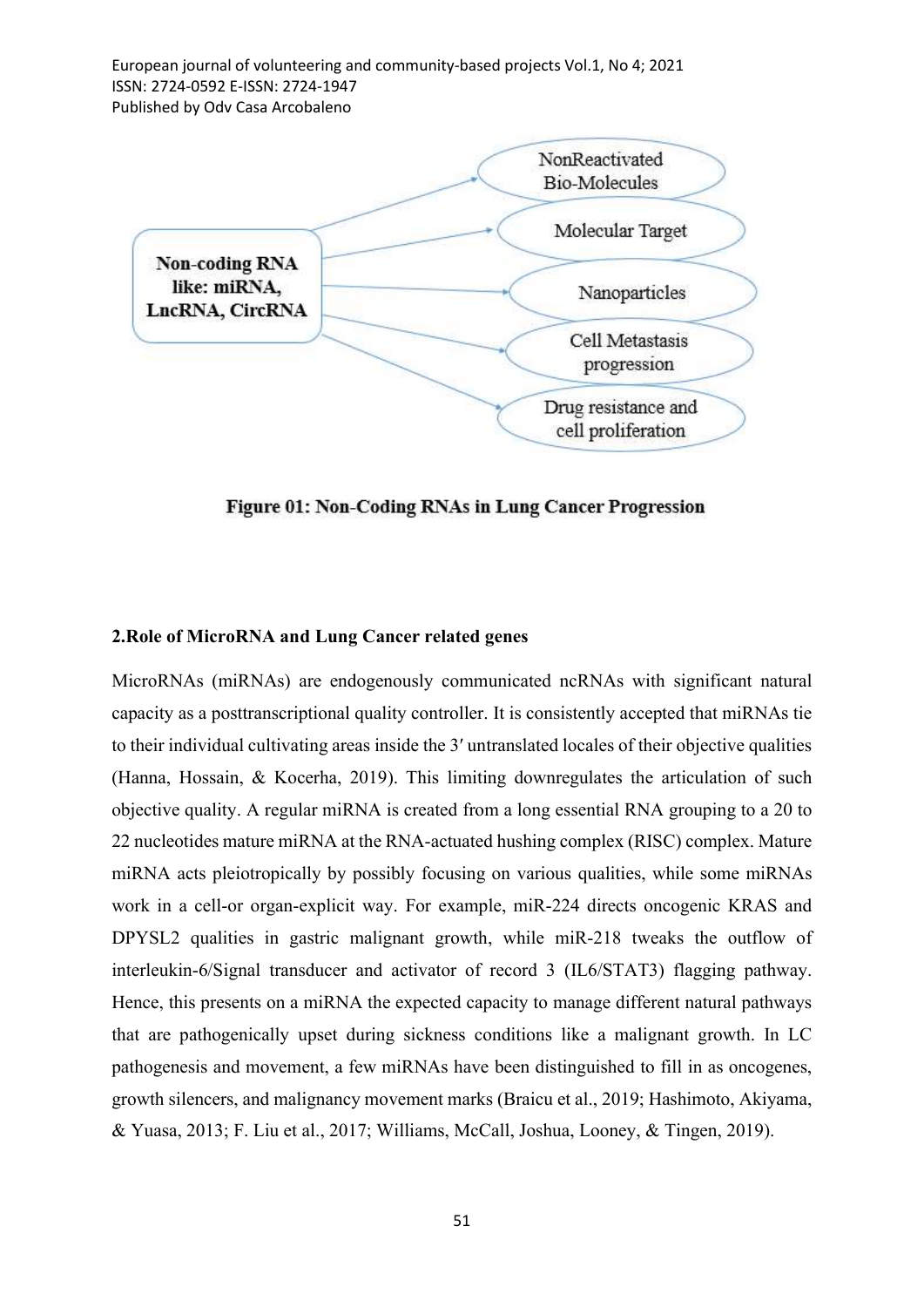Non-coding RNA like: miRNA, LncRNA, CircRNA

NonReactivated Bio-Molecules

Molecular Target

Nanoparticles

Cell Metastasis progression

Drug resistance and cell proliferation

**Figure 01: Non-Coding RNAs in Lung Cancer Progression**

## 2.Role of MicroRNA and Lung Cancer related genes

MicroRNAs (miRNAs) are endogenously communicated ncRNAs with significant natural capacity as a posttranscriptional quality controller. It is consistently accepted that miRNAs tie to their individual cultivating areas inside the 3′ untranslated locales of their objective qualities (Hanna, Hossain, & Kocerha, 2019). This limiting downregulates the articulation of such objective quality. A regular miRNA is created from a long essential RNA grouping to a 20 to 22 nucleotides mature miRNA at the RNA-actuated hushing complex (RISC) complex. Mature miRNA acts pleiotropically by possibly focusing on various qualities, while some miRNAs work in a cell-or organ-explicit way. For example, miR-224 directs oncogenic KRAS and DPYSL2 qualities in gastric malignant growth, while miR-218 tweaks the outflow of interleukin-6/Signal transducer and activator of record 3 (IL6/STAT3) flagging pathway. Hence, this presents on a miRNA the expected capacity to manage different natural pathways that are pathogenically upset during sickness conditions like a malignant growth. In LC pathogenesis and movement, a few miRNAs have been distinguished to fill in as oncogenes, growth silencers, and malignancy movement marks (Braicu et al., 2019; Hashimoto, Akiyama, & Yuasa, 2013; F. Liu et al., 2017; Williams, McCall, Joshua, Looney, & Tingen, 2019).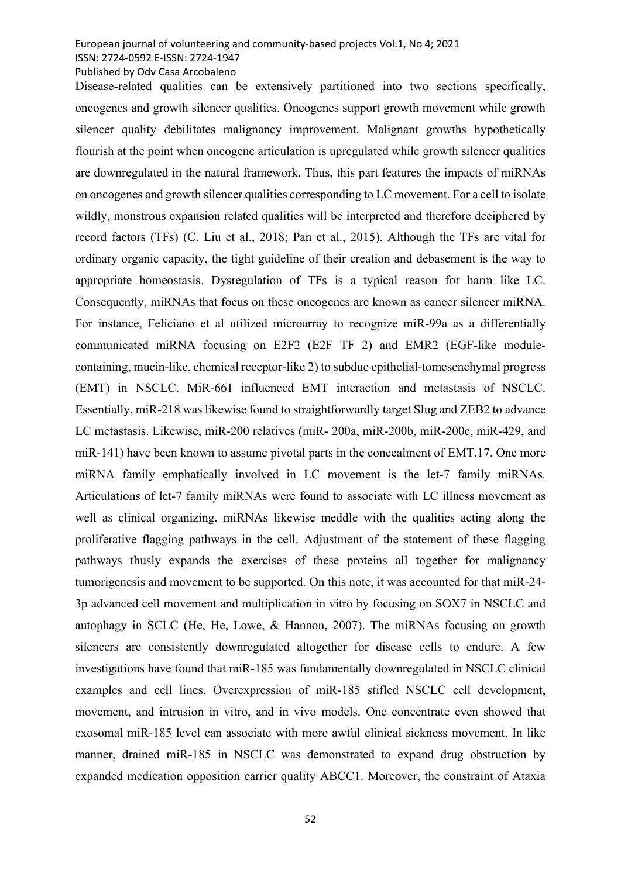Disease-related qualities can be extensively partitioned into two sections specifically, oncogenes and growth silencer qualities. Oncogenes support growth movement while growth silencer quality debilitates malignancy improvement. Malignant growths hypothetically flourish at the point when oncogene articulation is upregulated while growth silencer qualities are downregulated in the natural framework. Thus, this part features the impacts of miRNAs on oncogenes and growth silencer qualities corresponding to LC movement. For a cell to isolate wildly, monstrous expansion related qualities will be interpreted and therefore deciphered by record factors (TFs) (C. Liu et al., 2018; Pan et al., 2015). Although the TFs are vital for ordinary organic capacity, the tight guideline of their creation and debasement is the way to appropriate homeostasis. Dysregulation of TFs is a typical reason for harm like LC. Consequently, miRNAs that focus on these oncogenes are known as cancer silencer miRNA. For instance, Feliciano et al utilized microarray to recognize miR-99a as a differentially communicated miRNA focusing on E2F2 (E2F TF 2) and EMR2 (EGF-like module-containing, mucin-like, chemical receptor-like 2) to subdue epithelial-tomesenchymal progress (EMT) in NSCLC. MiR-661 influenced EMT interaction and metastasis of NSCLC. Essentially, miR-218 was likewise found to straightforwardly target Slug and ZEB2 to advance LC metastasis. Likewise, miR-200 relatives (miR- 200a, miR-200b, miR-200c, miR-429, and miR-141) have been known to assume pivotal parts in the concealment of EMT.17. One more miRNA family emphatically involved in LC movement is the let-7 family miRNAs. Articulations of let-7 family miRNAs were found to associate with LC illness movement as well as clinical organizing. miRNAs likewise meddle with the qualities acting along the proliferative flagging pathways in the cell. Adjustment of the statement of these flagging pathways thusly expands the exercises of these proteins all together for malignancy tumorigenesis and movement to be supported. On this note, it was accounted for that miR-24-3p advanced cell movement and multiplication in vitro by focusing on SOX7 in NSCLC and autophagy in SCLC (He, He, Lowe, & Hannon, 2007). The miRNAs focusing on growth silencers are consistently downregulated altogether for disease cells to endure. A few investigations have found that miR-185 was fundamentally downregulated in NSCLC clinical examples and cell lines. Overexpression of miR-185 stifled NSCLC cell development, movement, and intrusion in vitro, and in vivo models. One concentrate even showed that exosomal miR-185 level can associate with more awful clinical sickness movement. In like manner, drained miR-185 in NSCLC was demonstrated to expand drug obstruction by expanded medication opposition carrier quality ABCC1. Moreover, the constraint of Ataxia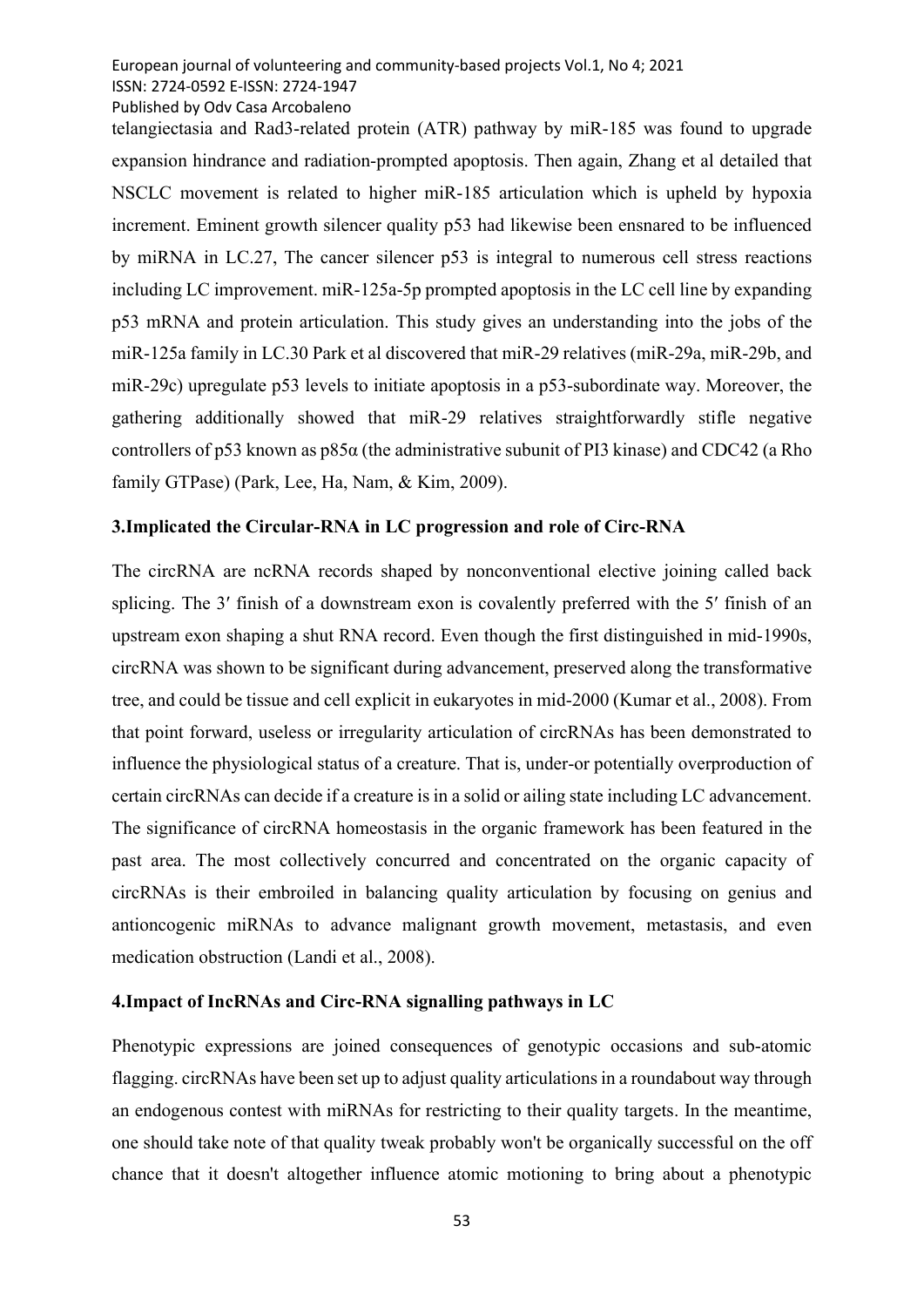telangiectasia and Rad3-related protein (ATR) pathway by miR-185 was found to upgrade expansion hindrance and radiation-prompted apoptosis. Then again, Zhang et al detailed that NSCLC movement is related to higher miR-185 articulation which is upheld by hypoxia increment. Eminent growth silencer quality p53 had likewise been ensnared to be influenced by miRNA in LC.27, The cancer silencer p53 is integral to numerous cell stress reactions including LC improvement. miR-125a-5p prompted apoptosis in the LC cell line by expanding p53 mRNA and protein articulation. This study gives an understanding into the jobs of the miR-125a family in LC.30 Park et al discovered that miR-29 relatives (miR-29a, miR-29b, and miR-29c) upregulate p53 levels to initiate apoptosis in a p53-subordinate way. Moreover, the gathering additionally showed that miR-29 relatives straightforwardly stifle negative controllers of p53 known as p85α (the administrative subunit of PI3 kinase) and CDC42 (a Rho family GTPase) (Park, Lee, Ha, Nam, & Kim, 2009).

## 3.Implicated the Circular-RNA in LC progression and role of Circ-RNA

The circRNA are ncRNA records shaped by nonconventional elective joining called back splicing. The 3′ finish of a downstream exon is covalently preferred with the 5′ finish of an upstream exon shaping a shut RNA record. Even though the first distinguished in mid-1990s, circRNA was shown to be significant during advancement, preserved along the transformative tree, and could be tissue and cell explicit in eukaryotes in mid-2000 (Kumar et al., 2008). From that point forward, useless or irregularity articulation of circRNAs has been demonstrated to influence the physiological status of a creature. That is, under-or potentially overproduction of certain circRNAs can decide if a creature is in a solid or ailing state including LC advancement. The significance of circRNA homeostasis in the organic framework has been featured in the past area. The most collectively concurred and concentrated on the organic capacity of circRNAs is their embroiled in balancing quality articulation by focusing on genius and antioncogenic miRNAs to advance malignant growth movement, metastasis, and even medication obstruction (Landi et al., 2008).

## 4.Impact of IncRNAs and Circ-RNA signalling pathways in LC

Phenotypic expressions are joined consequences of genotypic occasions and sub-atomic flagging. circRNAs have been set up to adjust quality articulations in a roundabout way through an endogenous contest with miRNAs for restricting to their quality targets. In the meantime, one should take note of that quality tweak probably won't be organically successful on the off chance that it doesn't altogether influence atomic motioning to bring about a phenotypic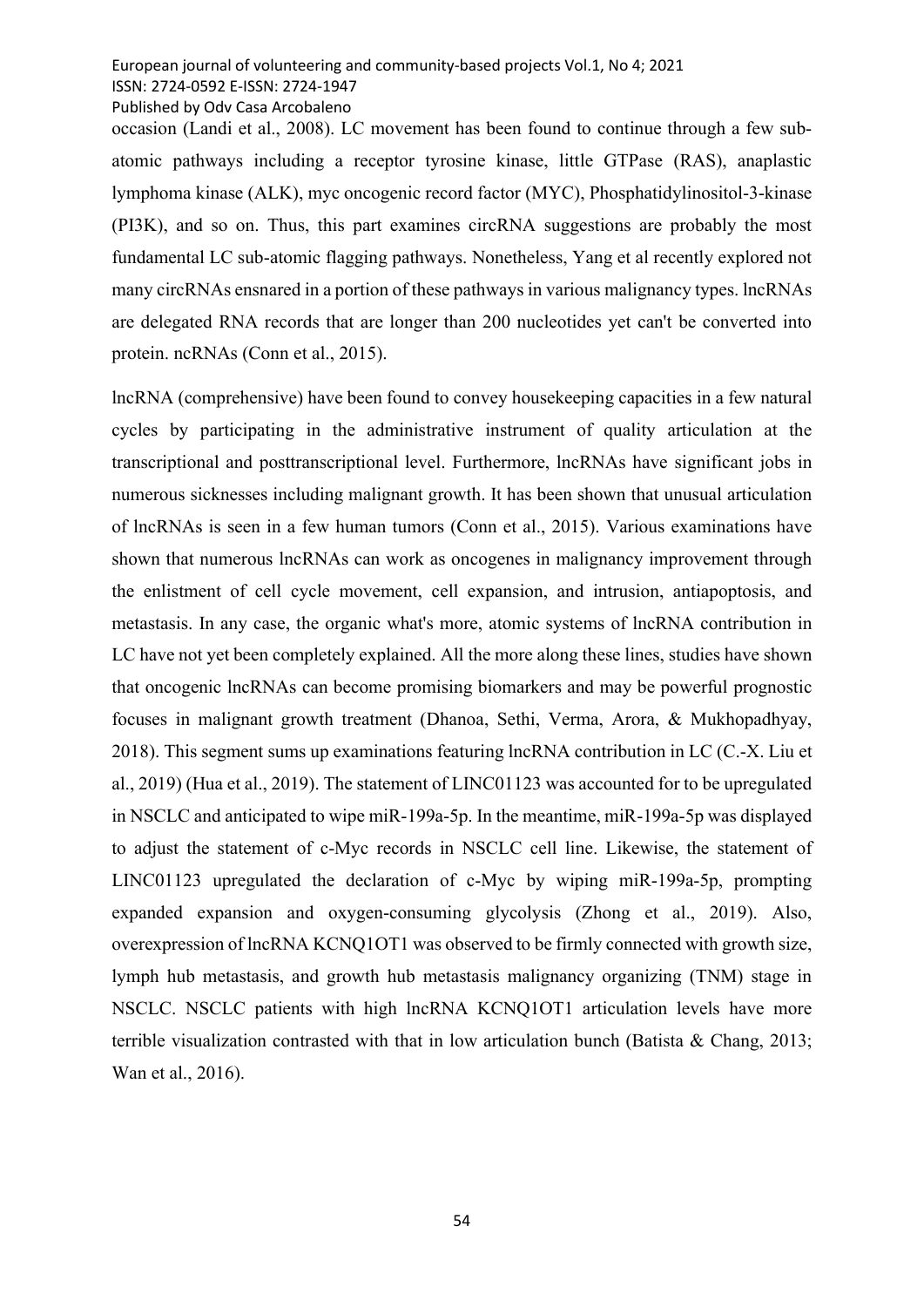occasion (Landi et al., 2008). LC movement has been found to continue through a few sub-atomic pathways including a receptor tyrosine kinase, little GTPase (RAS), anaplastic lymphoma kinase (ALK), myc oncogenic record factor (MYC), Phosphatidylinositol-3-kinase (PI3K), and so on. Thus, this part examines circRNA suggestions are probably the most fundamental LC sub-atomic flagging pathways. Nonetheless, Yang et al recently explored not many circRNAs ensnared in a portion of these pathways in various malignancy types. lncRNAs are delegated RNA records that are longer than 200 nucleotides yet can't be converted into protein. ncRNAs (Conn et al., 2015).

lncRNA (comprehensive) have been found to convey housekeeping capacities in a few natural cycles by participating in the administrative instrument of quality articulation at the transcriptional and posttranscriptional level. Furthermore, lncRNAs have significant jobs in numerous sicknesses including malignant growth. It has been shown that unusual articulation of lncRNAs is seen in a few human tumors (Conn et al., 2015). Various examinations have shown that numerous lncRNAs can work as oncogenes in malignancy improvement through the enlistment of cell cycle movement, cell expansion, and intrusion, antiapoptosis, and metastasis. In any case, the organic what's more, atomic systems of lncRNA contribution in LC have not yet been completely explained. All the more along these lines, studies have shown that oncogenic lncRNAs can become promising biomarkers and may be powerful prognostic focuses in malignant growth treatment (Dhanoa, Sethi, Verma, Arora, & Mukhopadhyay, 2018). This segment sums up examinations featuring lncRNA contribution in LC (C.-X. Liu et al., 2019) (Hua et al., 2019). The statement of LINC01123 was accounted for to be upregulated in NSCLC and anticipated to wipe miR-199a-5p. In the meantime, miR-199a-5p was displayed to adjust the statement of c-Myc records in NSCLC cell line. Likewise, the statement of LINC01123 upregulated the declaration of c-Myc by wiping miR-199a-5p, prompting expanded expansion and oxygen-consuming glycolysis (Zhong et al., 2019). Also, overexpression of lncRNA KCNQ1OT1 was observed to be firmly connected with growth size, lymph hub metastasis, and growth hub metastasis malignancy organizing (TNM) stage in NSCLC. NSCLC patients with high lncRNA KCNQ1OT1 articulation levels have more terrible visualization contrasted with that in low articulation bunch (Batista & Chang, 2013; Wan et al., 2016).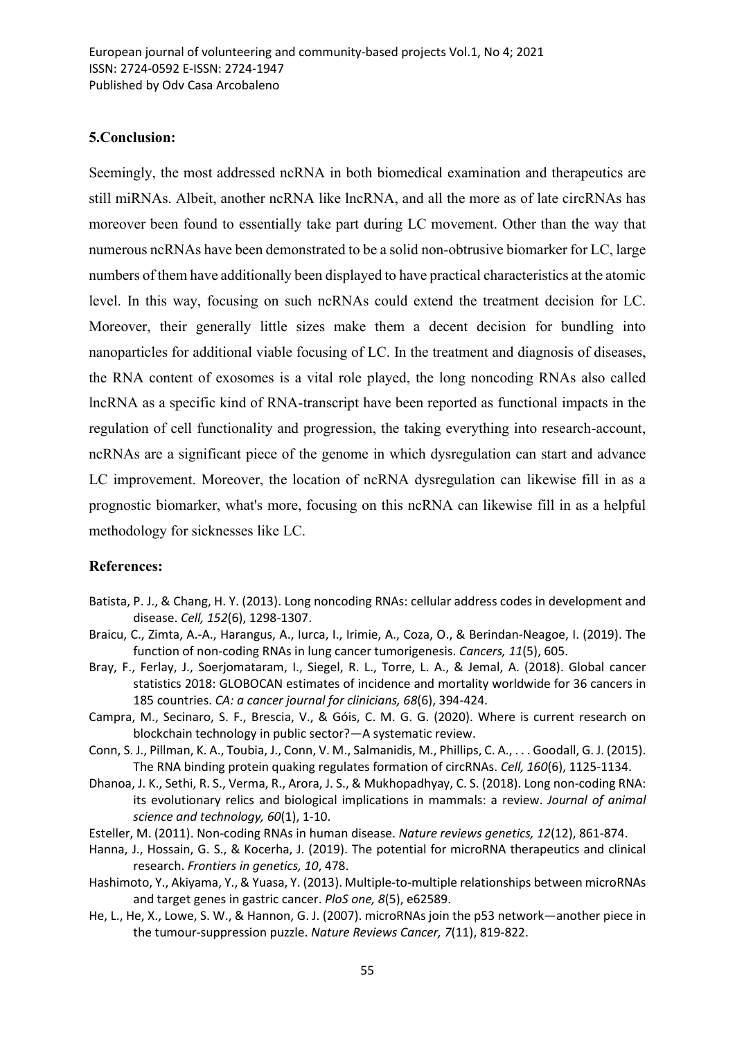## 5.Conclusion:

Seemingly, the most addressed ncRNA in both biomedical examination and therapeutics are still miRNAs. Albeit, another ncRNA like lncRNA, and all the more as of late circRNAs has moreover been found to essentially take part during LC movement. Other than the way that numerous ncRNAs have been demonstrated to be a solid non-obtrusive biomarker for LC, large numbers of them have additionally been displayed to have practical characteristics at the atomic level. In this way, focusing on such ncRNAs could extend the treatment decision for LC. Moreover, their generally little sizes make them a decent decision for bundling into nanoparticles for additional viable focusing of LC. In the treatment and diagnosis of diseases, the RNA content of exosomes is a vital role played, the long noncoding RNAs also called lncRNA as a specific kind of RNA-transcript have been reported as functional impacts in the regulation of cell functionality and progression, the taking everything into research-account, ncRNAs are a significant piece of the genome in which dysregulation can start and advance LC improvement. Moreover, the location of ncRNA dysregulation can likewise fill in as a prognostic biomarker, what's more, focusing on this ncRNA can likewise fill in as a helpful methodology for sicknesses like LC.

## References:

Batista, P. J., & Chang, H. Y. (2013). Long noncoding RNAs: cellular address codes in development and disease. *Cell, 152*(6), 1298-1307.

Braicu, C., Zimta, A.-A., Harangus, A., Iurca, I., Irimie, A., Coza, O., & Berindan-Neagoe, I. (2019). The function of non-coding RNAs in lung cancer tumorigenesis. *Cancers, 11*(5), 605.

Bray, F., Ferlay, J., Soerjomataram, I., Siegel, R. L., Torre, L. A., & Jemal, A. (2018). Global cancer statistics 2018: GLOBOCAN estimates of incidence and mortality worldwide for 36 cancers in 185 countries. *CA: a cancer journal for clinicians, 68*(6), 394-424.

Campra, M., Secinaro, S. F., Brescia, V., & Góis, C. M. G. G. (2020). Where is current research on blockchain technology in public sector?—A systematic review.

Conn, S. J., Pillman, K. A., Toubia, J., Conn, V. M., Salmanidis, M., Phillips, C. A., . . . Goodall, G. J. (2015). The RNA binding protein quaking regulates formation of circRNAs. *Cell, 160*(6), 1125-1134.

Dhanoa, J. K., Sethi, R. S., Verma, R., Arora, J. S., & Mukhopadhyay, C. S. (2018). Long non-coding RNA: its evolutionary relics and biological implications in mammals: a review. *Journal of animal science and technology, 60*(1), 1-10.

Esteller, M. (2011). Non-coding RNAs in human disease. *Nature reviews genetics, 12*(12), 861-874.

Hanna, J., Hossain, G. S., & Kocerha, J. (2019). The potential for microRNA therapeutics and clinical research. *Frontiers in genetics, 10*, 478.

Hashimoto, Y., Akiyama, Y., & Yuasa, Y. (2013). Multiple-to-multiple relationships between microRNAs and target genes in gastric cancer. *PloS one, 8*(5), e62589.

He, L., He, X., Lowe, S. W., & Hannon, G. J. (2007). microRNAs join the p53 network—another piece in the tumour-suppression puzzle. *Nature Reviews Cancer, 7*(11), 819-822.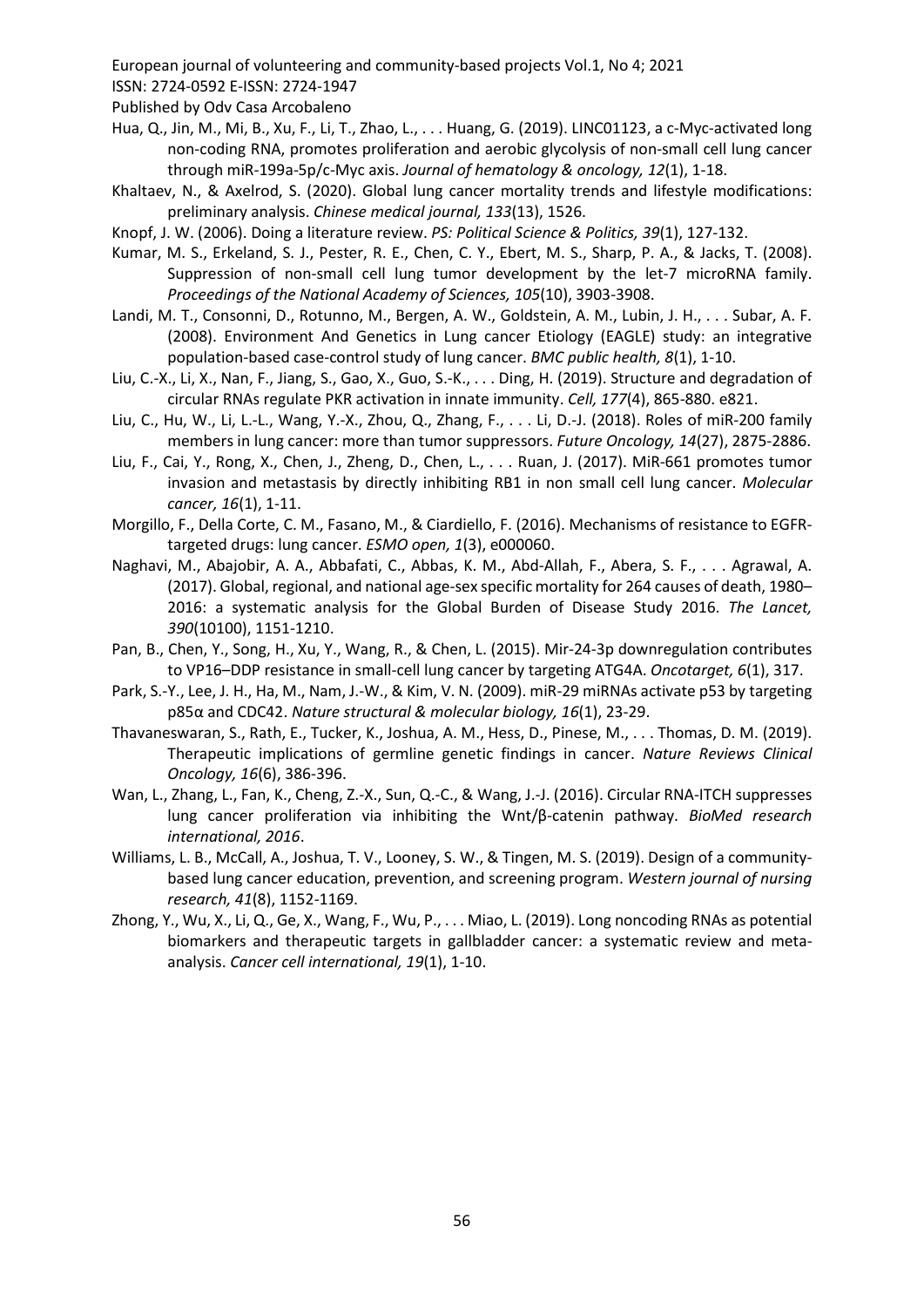Hua, Q., Jin, M., Mi, B., Xu, F., Li, T., Zhao, L., . . . Huang, G. (2019). LINC01123, a c-Myc-activated long non-coding RNA, promotes proliferation and aerobic glycolysis of non-small cell lung cancer through miR-199a-5p/c-Myc axis. *Journal of hematology & oncology, 12*(1), 1-18.

Khaltaev, N., & Axelrod, S. (2020). Global lung cancer mortality trends and lifestyle modifications: preliminary analysis. *Chinese medical journal, 133*(13), 1526.

Knopf, J. W. (2006). Doing a literature review. *PS: Political Science & Politics, 39*(1), 127-132.

Kumar, M. S., Erkeland, S. J., Pester, R. E., Chen, C. Y., Ebert, M. S., Sharp, P. A., & Jacks, T. (2008). Suppression of non-small cell lung tumor development by the let-7 microRNA family. *Proceedings of the National Academy of Sciences, 105*(10), 3903-3908.

Landi, M. T., Consonni, D., Rotunno, M., Bergen, A. W., Goldstein, A. M., Lubin, J. H., . . . Subar, A. F. (2008). Environment And Genetics in Lung cancer Etiology (EAGLE) study: an integrative population-based case-control study of lung cancer. *BMC public health, 8*(1), 1-10.

Liu, C.-X., Li, X., Nan, F., Jiang, S., Gao, X., Guo, S.-K., . . . Ding, H. (2019). Structure and degradation of circular RNAs regulate PKR activation in innate immunity. *Cell, 177*(4), 865-880. e821.

Liu, C., Hu, W., Li, L.-L., Wang, Y.-X., Zhou, Q., Zhang, F., . . . Li, D.-J. (2018). Roles of miR-200 family members in lung cancer: more than tumor suppressors. *Future Oncology, 14*(27), 2875-2886.

Liu, F., Cai, Y., Rong, X., Chen, J., Zheng, D., Chen, L., . . . Ruan, J. (2017). MiR-661 promotes tumor invasion and metastasis by directly inhibiting RB1 in non small cell lung cancer. *Molecular cancer, 16*(1), 1-11.

Morgillo, F., Della Corte, C. M., Fasano, M., & Ciardiello, F. (2016). Mechanisms of resistance to EGFR-targeted drugs: lung cancer. *ESMO open, 1*(3), e000060.

Naghavi, M., Abajobir, A. A., Abbafati, C., Abbas, K. M., Abd-Allah, F., Abera, S. F., . . . Agrawal, A. (2017). Global, regional, and national age-sex specific mortality for 264 causes of death, 1980–2016: a systematic analysis for the Global Burden of Disease Study 2016. *The Lancet, 390*(10100), 1151-1210.

Pan, B., Chen, Y., Song, H., Xu, Y., Wang, R., & Chen, L. (2015). Mir-24-3p downregulation contributes to VP16–DDP resistance in small-cell lung cancer by targeting ATG4A. *Oncotarget, 6*(1), 317.

Park, S.-Y., Lee, J. H., Ha, M., Nam, J.-W., & Kim, V. N. (2009). miR-29 miRNAs activate p53 by targeting p85α and CDC42. *Nature structural & molecular biology, 16*(1), 23-29.

Thavaneswaran, S., Rath, E., Tucker, K., Joshua, A. M., Hess, D., Pinese, M., . . . Thomas, D. M. (2019). Therapeutic implications of germline genetic findings in cancer. *Nature Reviews Clinical Oncology, 16*(6), 386-396.

Wan, L., Zhang, L., Fan, K., Cheng, Z.-X., Sun, Q.-C., & Wang, J.-J. (2016). Circular RNA-ITCH suppresses lung cancer proliferation via inhibiting the Wnt/β-catenin pathway. *BioMed research international, 2016*.

Williams, L. B., McCall, A., Joshua, T. V., Looney, S. W., & Tingen, M. S. (2019). Design of a community-based lung cancer education, prevention, and screening program. *Western journal of nursing research, 41*(8), 1152-1169.

Zhong, Y., Wu, X., Li, Q., Ge, X., Wang, F., Wu, P., . . . Miao, L. (2019). Long noncoding RNAs as potential biomarkers and therapeutic targets in gallbladder cancer: a systematic review and meta-analysis. *Cancer cell international, 19*(1), 1-10.